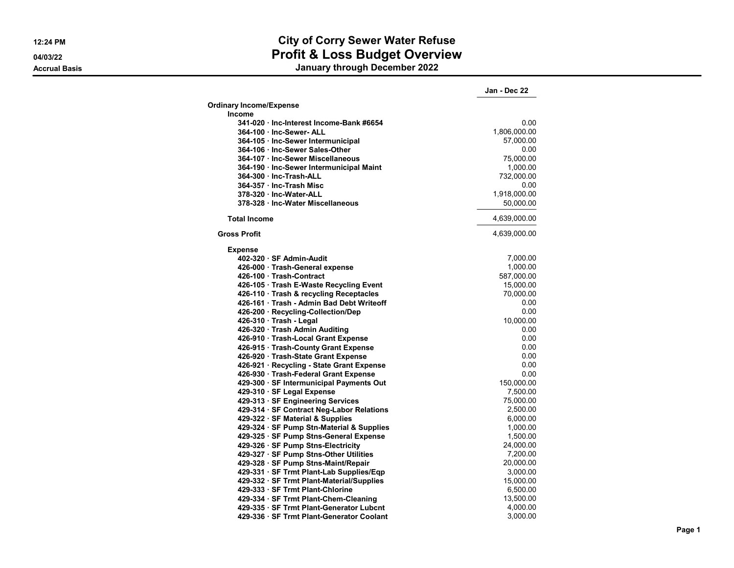# City of Corry Sewer Water Refuse

## Profit & Loss Budget Overview

### January through December 2022

12:24 PM
04/03/22
Accrual Basis

| | Jan - Dec 22 |
|---|---|
| **Ordinary Income/Expense** | |
| **Income** | |
| 341-020 · Inc-Interest Income-Bank #6654 | 0.00 |
| 364-100 · Inc-Sewer- ALL | 1,806,000.00 |
| 364-105 · Inc-Sewer Intermunicipal | 57,000.00 |
| 364-106 · Inc-Sewer Sales-Other | 0.00 |
| 364-107 · Inc-Sewer Miscellaneous | 75,000.00 |
| 364-190 · Inc-Sewer Intermunicipal Maint | 1,000.00 |
| 364-300 · Inc-Trash-ALL | 732,000.00 |
| 364-357 · Inc-Trash Misc | 0.00 |
| 378-320 · Inc-Water-ALL | 1,918,000.00 |
| 378-328 · Inc-Water Miscellaneous | 50,000.00 |
| **Total Income** | 4,639,000.00 |
| **Gross Profit** | 4,639,000.00 |
| **Expense** | |
| 402-320 · SF Admin-Audit | 7,000.00 |
| 426-000 · Trash-General expense | 1,000.00 |
| 426-100 · Trash-Contract | 587,000.00 |
| 426-105 · Trash E-Waste Recycling Event | 15,000.00 |
| 426-110 · Trash & recycling Receptacles | 70,000.00 |
| 426-161 · Trash - Admin Bad Debt Writeoff | 0.00 |
| 426-200 · Recycling-Collection/Dep | 0.00 |
| 426-310 · Trash - Legal | 10,000.00 |
| 426-320 · Trash Admin Auditing | 0.00 |
| 426-910 · Trash-Local Grant Expense | 0.00 |
| 426-915 · Trash-County Grant Expense | 0.00 |
| 426-920 · Trash-State Grant Expense | 0.00 |
| 426-921 · Recycling - State Grant Expense | 0.00 |
| 426-930 · Trash-Federal Grant Expense | 0.00 |
| 429-300 · SF Intermunicipal Payments Out | 150,000.00 |
| 429-310 · SF Legal Expense | 7,500.00 |
| 429-313 · SF Engineering Services | 75,000.00 |
| 429-314 · SF Contract Neg-Labor Relations | 2,500.00 |
| 429-322 · SF Material & Supplies | 6,000.00 |
| 429-324 · SF Pump Stn-Material & Supplies | 1,000.00 |
| 429-325 · SF Pump Stns-General Expense | 1,500.00 |
| 429-326 · SF Pump Stns-Electricity | 24,000.00 |
| 429-327 · SF Pump Stns-Other Utilities | 7,200.00 |
| 429-328 · SF Pump Stns-Maint/Repair | 20,000.00 |
| 429-331 · SF Trmt Plant-Lab Supplies/Eqp | 3,000.00 |
| 429-332 · SF Trmt Plant-Material/Supplies | 15,000.00 |
| 429-333 · SF Trmt Plant-Chlorine | 6,500.00 |
| 429-334 · SF Trmt Plant-Chem-Cleaning | 13,500.00 |
| 429-335 · SF Trmt Plant-Generator Lubcnt | 4,000.00 |
| 429-336 · SF Trmt Plant-Generator Coolant | 3,000.00 |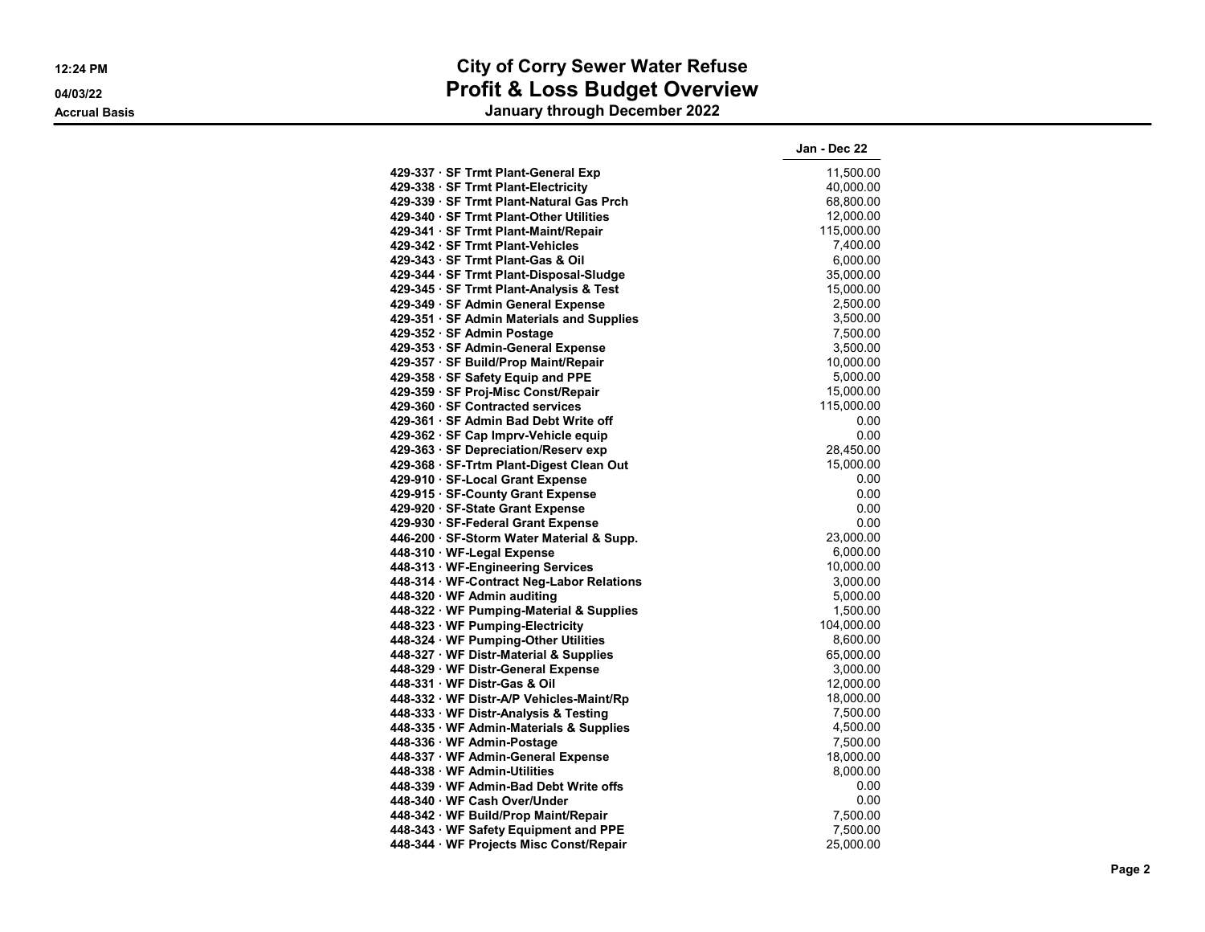# City of Corry Sewer Water Refuse
## Profit & Loss Budget Overview
### January through December 2022

12:24 PM
04/03/22
Accrual Basis

| | Jan - Dec 22 |
|---|---|
| 429-337 · SF Trmt Plant-General Exp | 11,500.00 |
| 429-338 · SF Trmt Plant-Electricity | 40,000.00 |
| 429-339 · SF Trmt Plant-Natural Gas Prch | 68,800.00 |
| 429-340 · SF Trmt Plant-Other Utilities | 12,000.00 |
| 429-341 · SF Trmt Plant-Maint/Repair | 115,000.00 |
| 429-342 · SF Trmt Plant-Vehicles | 7,400.00 |
| 429-343 · SF Trmt Plant-Gas & Oil | 6,000.00 |
| 429-344 · SF Trmt Plant-Disposal-Sludge | 35,000.00 |
| 429-345 · SF Trmt Plant-Analysis & Test | 15,000.00 |
| 429-349 · SF Admin General Expense | 2,500.00 |
| 429-351 · SF Admin Materials and Supplies | 3,500.00 |
| 429-352 · SF Admin Postage | 7,500.00 |
| 429-353 · SF Admin-General Expense | 3,500.00 |
| 429-357 · SF Build/Prop Maint/Repair | 10,000.00 |
| 429-358 · SF Safety Equip and PPE | 5,000.00 |
| 429-359 · SF Proj-Misc Const/Repair | 15,000.00 |
| 429-360 · SF Contracted services | 115,000.00 |
| 429-361 · SF Admin Bad Debt Write off | 0.00 |
| 429-362 · SF Cap Imprv-Vehicle equip | 0.00 |
| 429-363 · SF Depreciation/Reserv exp | 28,450.00 |
| 429-368 · SF-Trtm Plant-Digest Clean Out | 15,000.00 |
| 429-910 · SF-Local Grant Expense | 0.00 |
| 429-915 · SF-County Grant Expense | 0.00 |
| 429-920 · SF-State Grant Expense | 0.00 |
| 429-930 · SF-Federal Grant Expense | 0.00 |
| 446-200 · SF-Storm Water Material & Supp. | 23,000.00 |
| 448-310 · WF-Legal Expense | 6,000.00 |
| 448-313 · WF-Engineering Services | 10,000.00 |
| 448-314 · WF-Contract Neg-Labor Relations | 3,000.00 |
| 448-320 · WF Admin auditing | 5,000.00 |
| 448-322 · WF Pumping-Material & Supplies | 1,500.00 |
| 448-323 · WF Pumping-Electricity | 104,000.00 |
| 448-324 · WF Pumping-Other Utilities | 8,600.00 |
| 448-327 · WF Distr-Material & Supplies | 65,000.00 |
| 448-329 · WF Distr-General Expense | 3,000.00 |
| 448-331 · WF Distr-Gas & Oil | 12,000.00 |
| 448-332 · WF Distr-A/P Vehicles-Maint/Rp | 18,000.00 |
| 448-333 · WF Distr-Analysis & Testing | 7,500.00 |
| 448-335 · WF Admin-Materials & Supplies | 4,500.00 |
| 448-336 · WF Admin-Postage | 7,500.00 |
| 448-337 · WF Admin-General Expense | 18,000.00 |
| 448-338 · WF Admin-Utilities | 8,000.00 |
| 448-339 · WF Admin-Bad Debt Write offs | 0.00 |
| 448-340 · WF Cash Over/Under | 0.00 |
| 448-342 · WF Build/Prop Maint/Repair | 7,500.00 |
| 448-343 · WF Safety Equipment and PPE | 7,500.00 |
| 448-344 · WF Projects Misc Const/Repair | 25,000.00 |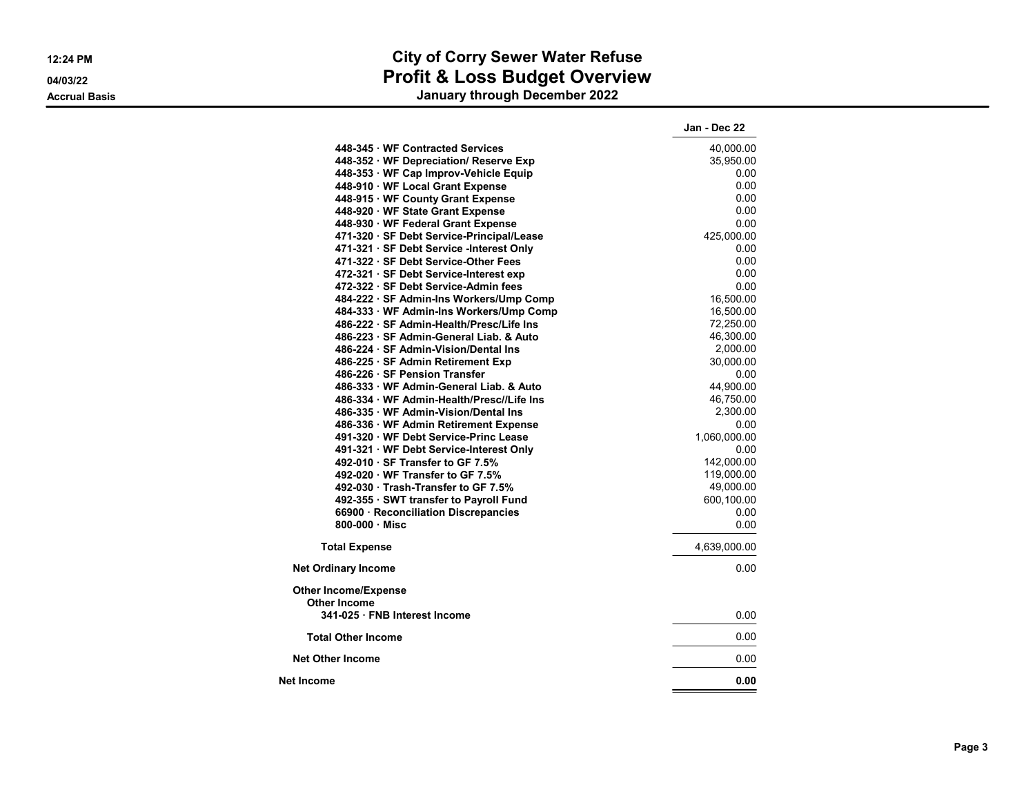# City of Corry Sewer Water Refuse
## Profit & Loss Budget Overview
### January through December 2022

12:24 PM
04/03/22
Accrual Basis

| | Jan - Dec 22 |
|---|---|
| 448-345 · WF Contracted Services | 40,000.00 |
| 448-352 · WF Depreciation/ Reserve Exp | 35,950.00 |
| 448-353 · WF Cap Improv-Vehicle Equip | 0.00 |
| 448-910 · WF Local Grant Expense | 0.00 |
| 448-915 · WF County Grant Expense | 0.00 |
| 448-920 · WF State Grant Expense | 0.00 |
| 448-930 · WF Federal Grant Expense | 0.00 |
| 471-320 · SF Debt Service-Principal/Lease | 425,000.00 |
| 471-321 · SF Debt Service -Interest Only | 0.00 |
| 471-322 · SF Debt Service-Other Fees | 0.00 |
| 472-321 · SF Debt Service-Interest exp | 0.00 |
| 472-322 · SF Debt Service-Admin fees | 0.00 |
| 484-222 · SF Admin-Ins Workers/Ump Comp | 16,500.00 |
| 484-333 · WF Admin-Ins Workers/Ump Comp | 16,500.00 |
| 486-222 · SF Admin-Health/Presc/Life Ins | 72,250.00 |
| 486-223 · SF Admin-General Liab. & Auto | 46,300.00 |
| 486-224 · SF Admin-Vision/Dental Ins | 2,000.00 |
| 486-225 · SF Admin Retirement Exp | 30,000.00 |
| 486-226 · SF Pension Transfer | 0.00 |
| 486-333 · WF Admin-General Liab. & Auto | 44,900.00 |
| 486-334 · WF Admin-Health/Presc//Life Ins | 46,750.00 |
| 486-335 · WF Admin-Vision/Dental Ins | 2,300.00 |
| 486-336 · WF Admin Retirement Expense | 0.00 |
| 491-320 · WF Debt Service-Princ Lease | 1,060,000.00 |
| 491-321 · WF Debt Service-Interest Only | 0.00 |
| 492-010 · SF Transfer to GF 7.5% | 142,000.00 |
| 492-020 · WF Transfer to GF 7.5% | 119,000.00 |
| 492-030 · Trash-Transfer to GF 7.5% | 49,000.00 |
| 492-355 · SWT transfer to Payroll Fund | 600,100.00 |
| 66900 · Reconciliation Discrepancies | 0.00 |
| 800-000 · Misc | 0.00 |
| **Total Expense** | 4,639,000.00 |
| **Net Ordinary Income** | 0.00 |
| **Other Income/Expense** | |
| **Other Income** | |
| 341-025 · FNB Interest Income | 0.00 |
| **Total Other Income** | 0.00 |
| **Net Other Income** | 0.00 |
| **Net Income** | **0.00** |